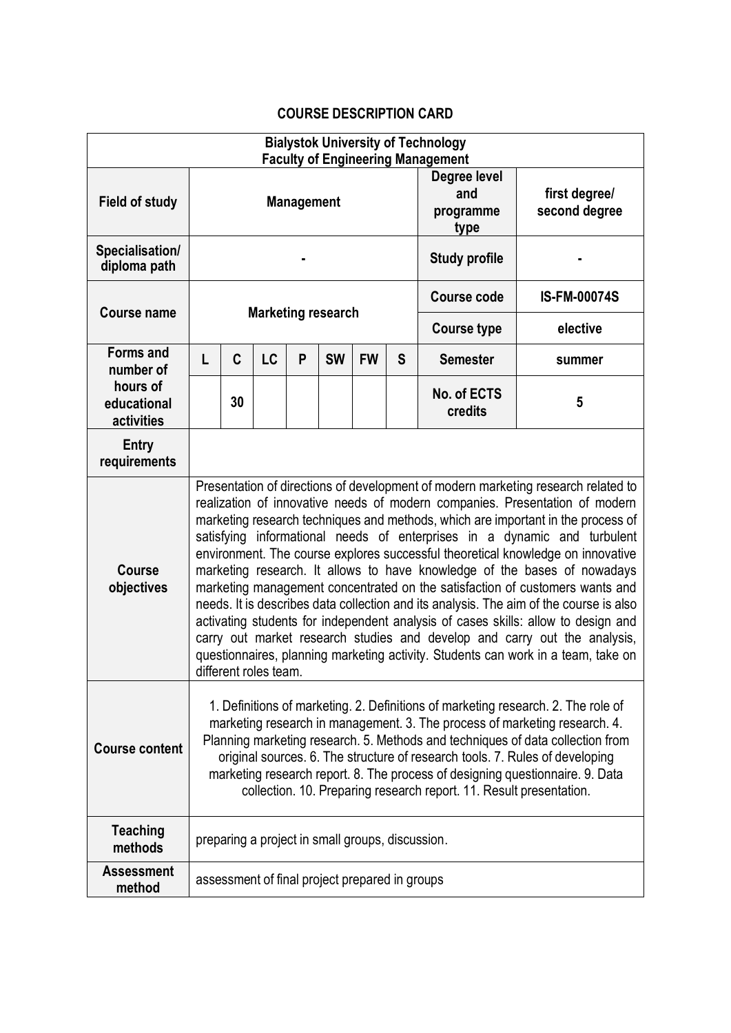# COURSE DESCRIPTION CARD

| Bialystok University of Technology<br>Faculty of Engineering Management | | | | | | | | | |
|---|---|---|---|---|---|---|---|---|---|
| **Field of study** | **Management** | | | | | | | **Degree level and programme type** | **first degree/ second degree** |
| **Specialisation/ diploma path** | **-** | | | | | | | **Study profile** | **-** |
| **Course name** | **Marketing research** | | | | | | | **Course code** | **IS-FM-00074S** |
| | | | | | | | | **Course type** | **elective** |
| **Forms and number of hours of educational activities** | **L** | **C** | **LC** | **P** | **SW** | **FW** | **S** | **Semester** | **summer** |
| | | **30** | | | | | | **No. of ECTS credits** | **5** |
| **Entry requirements** | | | | | | | | | |
| **Course objectives** | Presentation of directions of development of modern marketing research related to realization of innovative needs of modern companies. Presentation of modern marketing research techniques and methods, which are important in the process of satisfying informational needs of enterprises in a dynamic and turbulent environment. The course explores successful theoretical knowledge on innovative marketing research. It allows to have knowledge of the bases of nowadays marketing management concentrated on the satisfaction of customers wants and needs. It is describes data collection and its analysis. The aim of the course is also activating students for independent analysis of cases skills: allow to design and carry out market research studies and develop and carry out the analysis, questionnaires, planning marketing activity. Students can work in a team, take on different roles team. | | | | | | | | |
| **Course content** | 1. Definitions of marketing. 2. Definitions of marketing research. 2. The role of marketing research in management. 3. The process of marketing research. 4. Planning marketing research. 5. Methods and techniques of data collection from original sources. 6. The structure of research tools. 7. Rules of developing marketing research report. 8. The process of designing questionnaire. 9. Data collection. 10. Preparing research report. 11. Result presentation. | | | | | | | | |
| **Teaching methods** | preparing a project in small groups, discussion. | | | | | | | | |
| **Assessment method** | assessment of final project prepared in groups | | | | | | | | |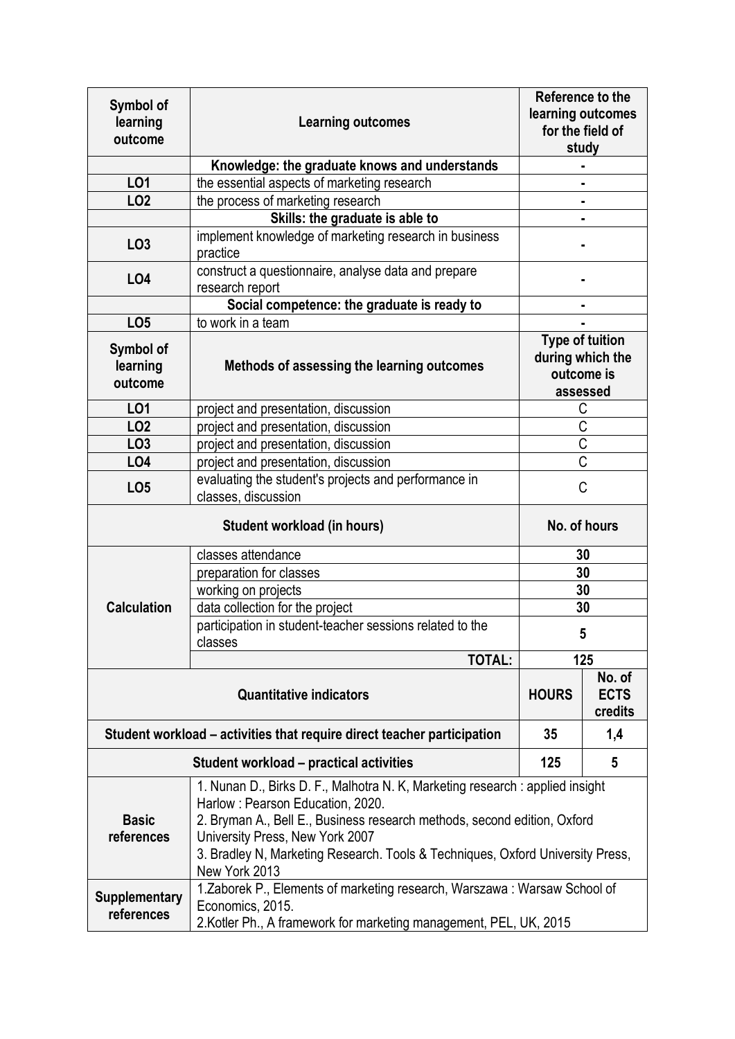| Symbol of learning outcome | Learning outcomes | Reference to the learning outcomes for the field of study |
|---|---|---|
| | **Knowledge: the graduate knows and understands** | - |
| **LO1** | the essential aspects of marketing research | - |
| **LO2** | the process of marketing research | - |
| | **Skills: the graduate is able to** | - |
| **LO3** | implement knowledge of marketing research in business practice | - |
| **LO4** | construct a questionnaire, analyse data and prepare research report | - |
| | **Social competence: the graduate is ready to** | - |
| **LO5** | to work in a team | - |

| Symbol of learning outcome | Methods of assessing the learning outcomes | Type of tuition during which the outcome is assessed |
|---|---|---|
| **LO1** | project and presentation, discussion | C |
| **LO2** | project and presentation, discussion | C |
| **LO3** | project and presentation, discussion | C |
| **LO4** | project and presentation, discussion | C |
| **LO5** | evaluating the student's projects and performance in classes, discussion | C |

| Student workload (in hours) | | No. of hours |
|---|---|---|
| **Calculation** | classes attendance | 30 |
| | preparation for classes | 30 |
| | working on projects | 30 |
| | data collection for the project | 30 |
| | participation in student-teacher sessions related to the classes | 5 |
| | **TOTAL:** | **125** |

| Quantitative indicators | HOURS | No. of ECTS credits |
|---|---|---|
| **Student workload – activities that require direct teacher participation** | 35 | 1,4 |
| **Student workload – practical activities** | 125 | 5 |

| | |
|---|---|
| **Basic references** | 1. Nunan D., Birks D. F., Malhotra N. K, Marketing research : applied insight Harlow : Pearson Education, 2020.<br>2. Bryman A., Bell E., Business research methods, second edition, Oxford University Press, New York 2007<br>3. Bradley N, Marketing Research. Tools & Techniques, Oxford University Press, New York 2013 |
| **Supplementary references** | 1.Zaborek P., Elements of marketing research, Warszawa : Warsaw School of Economics, 2015.<br>2.Kotler Ph., A framework for marketing management, PEL, UK, 2015 |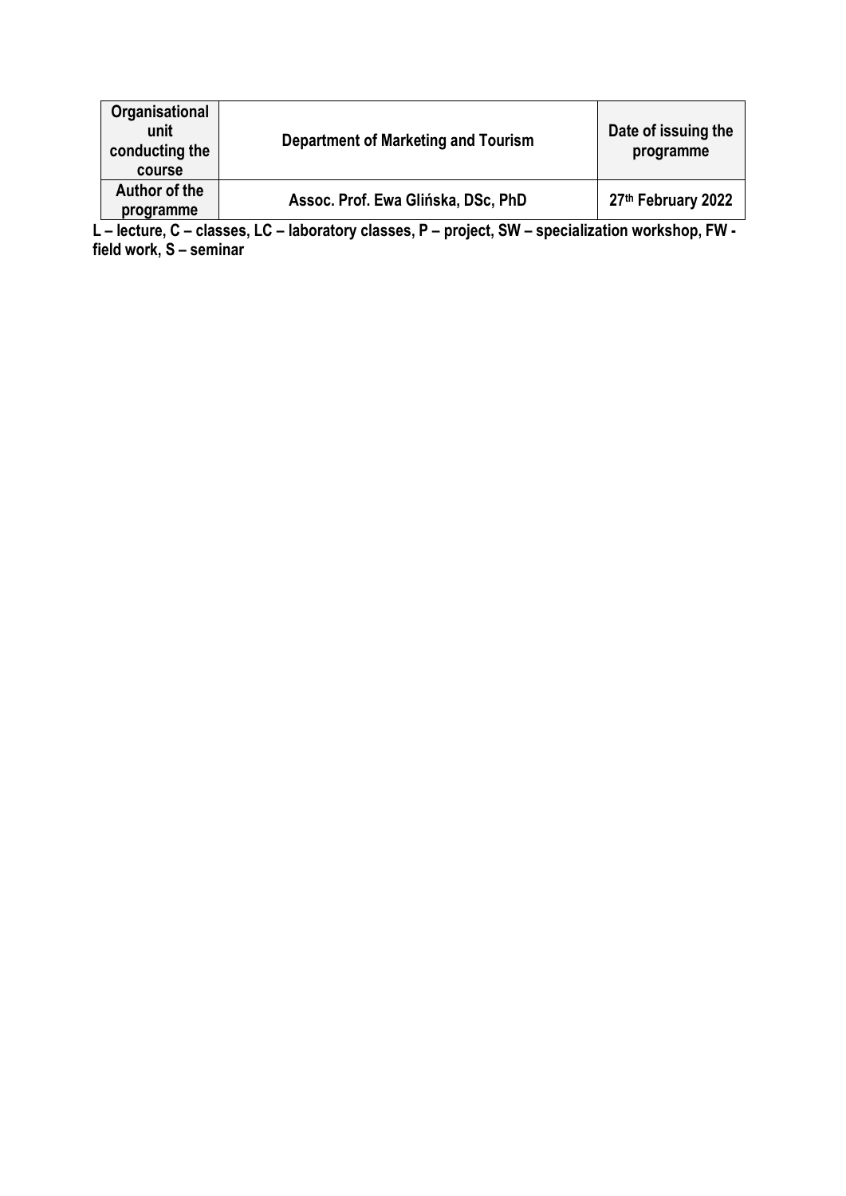| | | | |
|---|---|---|---|
| **Organisational unit conducting the course** | **Department of Marketing and Tourism** | **Date of issuing the programme** | |
| **Author of the programme** | **Assoc. Prof. Ewa Glińska, DSc, PhD** | **27th February 2022** | |

**L – lecture, C – classes, LC – laboratory classes, P – project, SW – specialization workshop, FW - field work, S – seminar**